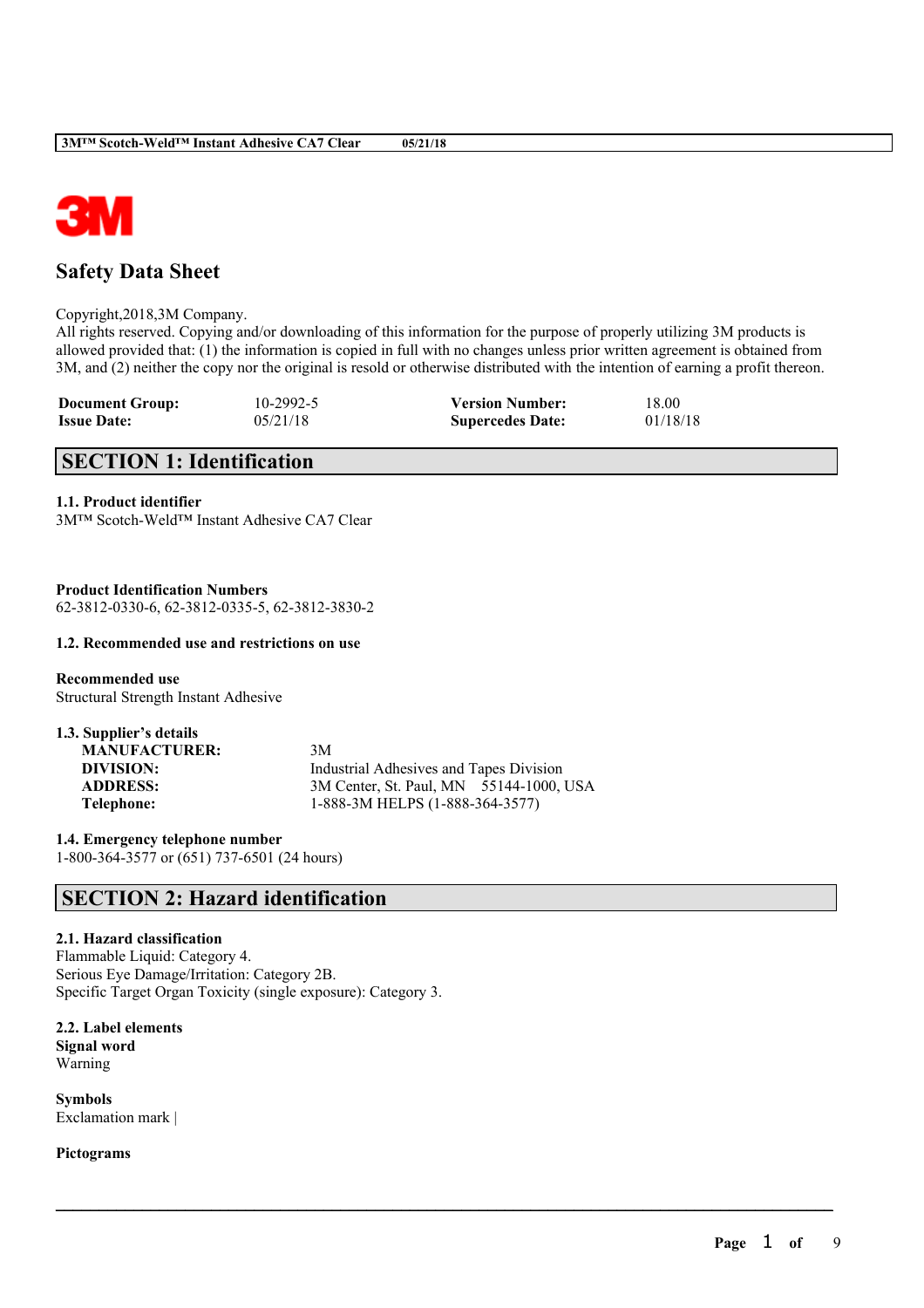# Safety Data Sheet

Copyright,2018,3M Company.
All rights reserved. Copying and/or downloading of this information for the purpose of properly utilizing 3M products is allowed provided that: (1) the information is copied in full with no changes unless prior written agreement is obtained from 3M, and (2) neither the copy nor the original is resold or otherwise distributed with the intention of earning a profit thereon.

| | | | |
|---|---|---|---|
| **Document Group:** | 10-2992-5 | **Version Number:** | 18.00 |
| **Issue Date:** | 05/21/18 | **Supercedes Date:** | 01/18/18 |

## SECTION 1: Identification

**1.1. Product identifier**
3M™ Scotch-Weld™ Instant Adhesive CA7 Clear

**Product Identification Numbers**
62-3812-0330-6, 62-3812-0335-5, 62-3812-3830-2

**1.2. Recommended use and restrictions on use**

**Recommended use**
Structural Strength Instant Adhesive

**1.3. Supplier's details**

| | |
|---|---|
| **MANUFACTURER:** | 3M |
| **DIVISION:** | Industrial Adhesives and Tapes Division |
| **ADDRESS:** | 3M Center, St. Paul, MN 55144-1000, USA |
| **Telephone:** | 1-888-3M HELPS (1-888-364-3577) |

**1.4. Emergency telephone number**
1-800-364-3577 or (651) 737-6501 (24 hours)

## SECTION 2: Hazard identification

**2.1. Hazard classification**
Flammable Liquid: Category 4.
Serious Eye Damage/Irritation: Category 2B.
Specific Target Organ Toxicity (single exposure): Category 3.

**2.2. Label elements**
**Signal word**
Warning

**Symbols**
Exclamation mark |

**Pictograms**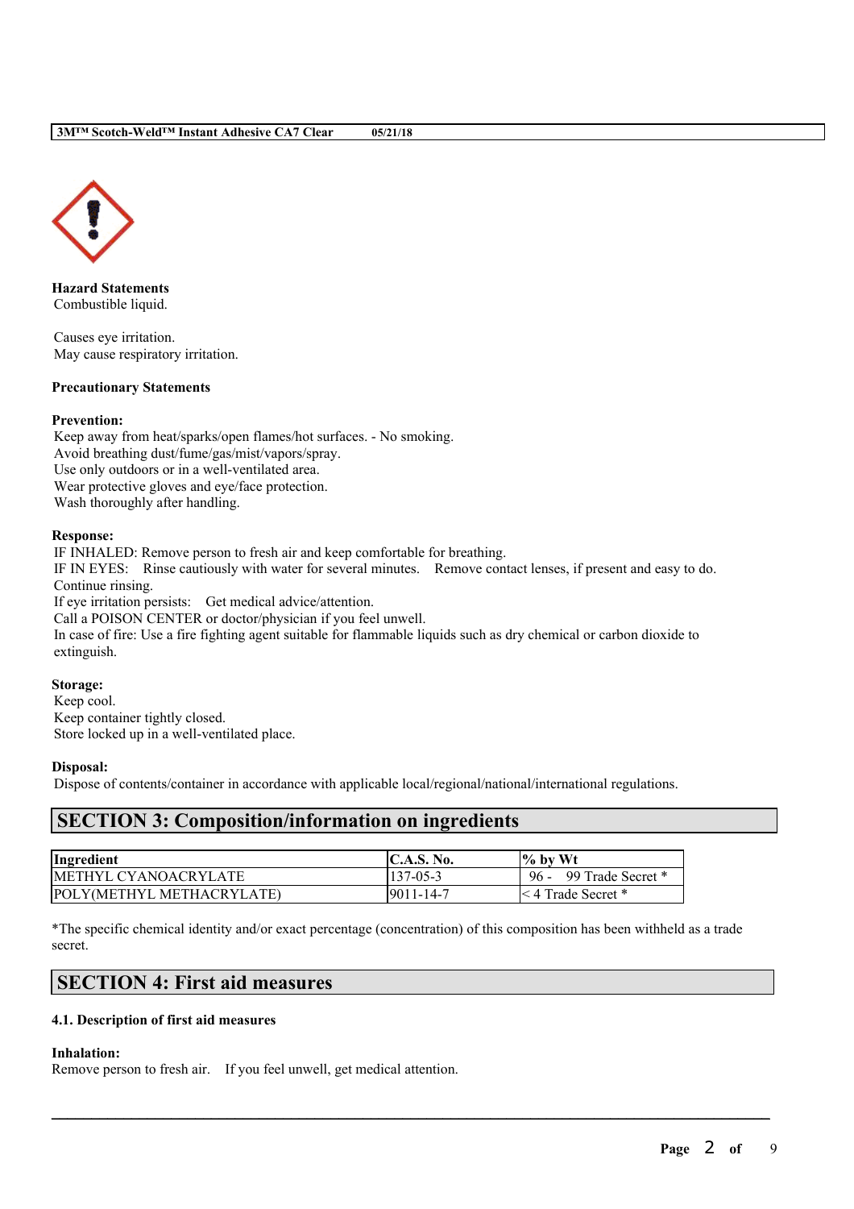**Hazard Statements**

Combustible liquid.

Causes eye irritation.
May cause respiratory irritation.

**Precautionary Statements**

**Prevention:**

Keep away from heat/sparks/open flames/hot surfaces. - No smoking.
Avoid breathing dust/fume/gas/mist/vapors/spray.
Use only outdoors or in a well-ventilated area.
Wear protective gloves and eye/face protection.
Wash thoroughly after handling.

**Response:**

IF INHALED: Remove person to fresh air and keep comfortable for breathing.
IF IN EYES: Rinse cautiously with water for several minutes. Remove contact lenses, if present and easy to do. Continue rinsing.
If eye irritation persists: Get medical advice/attention.
Call a POISON CENTER or doctor/physician if you feel unwell.
In case of fire: Use a fire fighting agent suitable for flammable liquids such as dry chemical or carbon dioxide to extinguish.

**Storage:**

Keep cool.
Keep container tightly closed.
Store locked up in a well-ventilated place.

**Disposal:**

Dispose of contents/container in accordance with applicable local/regional/national/international regulations.

## SECTION 3: Composition/information on ingredients

| Ingredient | C.A.S. No. | % by Wt |
|---|---|---|
| METHYL CYANOACRYLATE | 137-05-3 | 96 - 99 Trade Secret * |
| POLY(METHYL METHACRYLATE) | 9011-14-7 | < 4 Trade Secret * |

*The specific chemical identity and/or exact percentage (concentration) of this composition has been withheld as a trade secret.

## SECTION 4: First aid measures

### 4.1. Description of first aid measures

**Inhalation:**

Remove person to fresh air. If you feel unwell, get medical attention.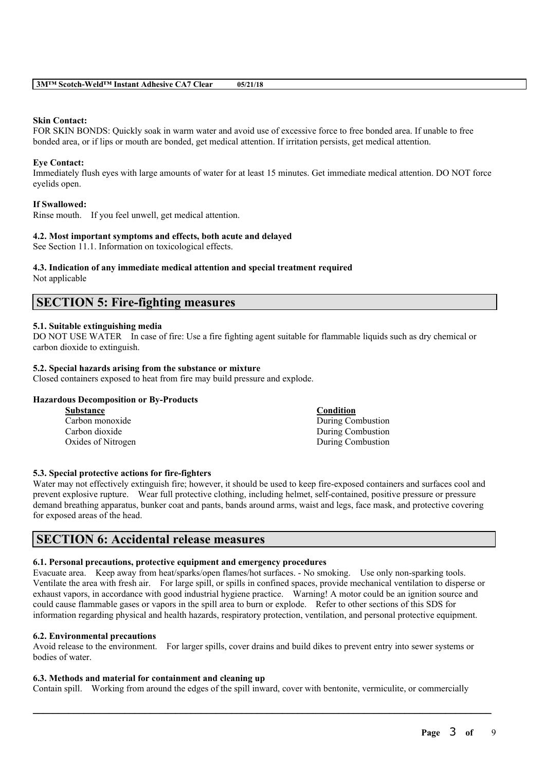**Skin Contact:**
FOR SKIN BONDS: Quickly soak in warm water and avoid use of excessive force to free bonded area. If unable to free bonded area, or if lips or mouth are bonded, get medical attention. If irritation persists, get medical attention.

**Eye Contact:**
Immediately flush eyes with large amounts of water for at least 15 minutes. Get immediate medical attention. DO NOT force eyelids open.

**If Swallowed:**
Rinse mouth. If you feel unwell, get medical attention.

**4.2. Most important symptoms and effects, both acute and delayed**
See Section 11.1. Information on toxicological effects.

**4.3. Indication of any immediate medical attention and special treatment required**
Not applicable

## SECTION 5: Fire-fighting measures

**5.1. Suitable extinguishing media**
DO NOT USE WATER In case of fire: Use a fire fighting agent suitable for flammable liquids such as dry chemical or carbon dioxide to extinguish.

**5.2. Special hazards arising from the substance or mixture**
Closed containers exposed to heat from fire may build pressure and explode.

**Hazardous Decomposition or By-Products**

| Substance | Condition |
|---|---|
| Carbon monoxide | During Combustion |
| Carbon dioxide | During Combustion |
| Oxides of Nitrogen | During Combustion |

**5.3. Special protective actions for fire-fighters**
Water may not effectively extinguish fire; however, it should be used to keep fire-exposed containers and surfaces cool and prevent explosive rupture. Wear full protective clothing, including helmet, self-contained, positive pressure or pressure demand breathing apparatus, bunker coat and pants, bands around arms, waist and legs, face mask, and protective covering for exposed areas of the head.

## SECTION 6: Accidental release measures

**6.1. Personal precautions, protective equipment and emergency procedures**
Evacuate area. Keep away from heat/sparks/open flames/hot surfaces. - No smoking. Use only non-sparking tools. Ventilate the area with fresh air. For large spill, or spills in confined spaces, provide mechanical ventilation to disperse or exhaust vapors, in accordance with good industrial hygiene practice. Warning! A motor could be an ignition source and could cause flammable gases or vapors in the spill area to burn or explode. Refer to other sections of this SDS for information regarding physical and health hazards, respiratory protection, ventilation, and personal protective equipment.

**6.2. Environmental precautions**
Avoid release to the environment. For larger spills, cover drains and build dikes to prevent entry into sewer systems or bodies of water.

**6.3. Methods and material for containment and cleaning up**
Contain spill. Working from around the edges of the spill inward, cover with bentonite, vermiculite, or commercially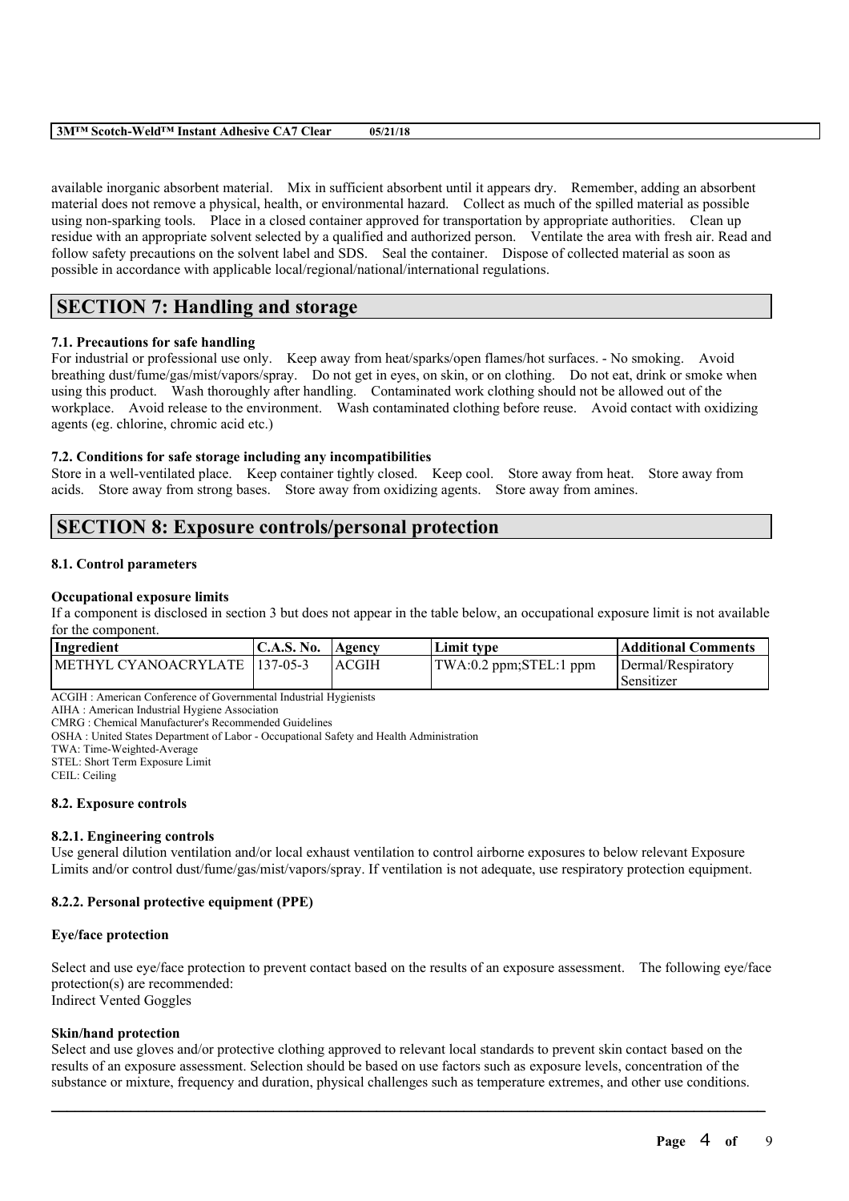available inorganic absorbent material. Mix in sufficient absorbent until it appears dry. Remember, adding an absorbent material does not remove a physical, health, or environmental hazard. Collect as much of the spilled material as possible using non-sparking tools. Place in a closed container approved for transportation by appropriate authorities. Clean up residue with an appropriate solvent selected by a qualified and authorized person. Ventilate the area with fresh air. Read and follow safety precautions on the solvent label and SDS. Seal the container. Dispose of collected material as soon as possible in accordance with applicable local/regional/national/international regulations.

## SECTION 7: Handling and storage

### 7.1. Precautions for safe handling

For industrial or professional use only. Keep away from heat/sparks/open flames/hot surfaces. - No smoking. Avoid breathing dust/fume/gas/mist/vapors/spray. Do not get in eyes, on skin, or on clothing. Do not eat, drink or smoke when using this product. Wash thoroughly after handling. Contaminated work clothing should not be allowed out of the workplace. Avoid release to the environment. Wash contaminated clothing before reuse. Avoid contact with oxidizing agents (eg. chlorine, chromic acid etc.)

### 7.2. Conditions for safe storage including any incompatibilities

Store in a well-ventilated place. Keep container tightly closed. Keep cool. Store away from heat. Store away from acids. Store away from strong bases. Store away from oxidizing agents. Store away from amines.

## SECTION 8: Exposure controls/personal protection

### 8.1. Control parameters

**Occupational exposure limits**

If a component is disclosed in section 3 but does not appear in the table below, an occupational exposure limit is not available for the component.

| Ingredient | C.A.S. No. | Agency | Limit type | Additional Comments |
|---|---|---|---|---|
| METHYL CYANOACRYLATE | 137-05-3 | ACGIH | TWA:0.2 ppm;STEL:1 ppm | Dermal/Respiratory Sensitizer |

ACGIH : American Conference of Governmental Industrial Hygienists
AIHA : American Industrial Hygiene Association
CMRG : Chemical Manufacturer's Recommended Guidelines
OSHA : United States Department of Labor - Occupational Safety and Health Administration
TWA: Time-Weighted-Average
STEL: Short Term Exposure Limit
CEIL: Ceiling

### 8.2. Exposure controls

#### 8.2.1. Engineering controls

Use general dilution ventilation and/or local exhaust ventilation to control airborne exposures to below relevant Exposure Limits and/or control dust/fume/gas/mist/vapors/spray. If ventilation is not adequate, use respiratory protection equipment.

#### 8.2.2. Personal protective equipment (PPE)

**Eye/face protection**

Select and use eye/face protection to prevent contact based on the results of an exposure assessment. The following eye/face protection(s) are recommended:
Indirect Vented Goggles

**Skin/hand protection**

Select and use gloves and/or protective clothing approved to relevant local standards to prevent skin contact based on the results of an exposure assessment. Selection should be based on use factors such as exposure levels, concentration of the substance or mixture, frequency and duration, physical challenges such as temperature extremes, and other use conditions.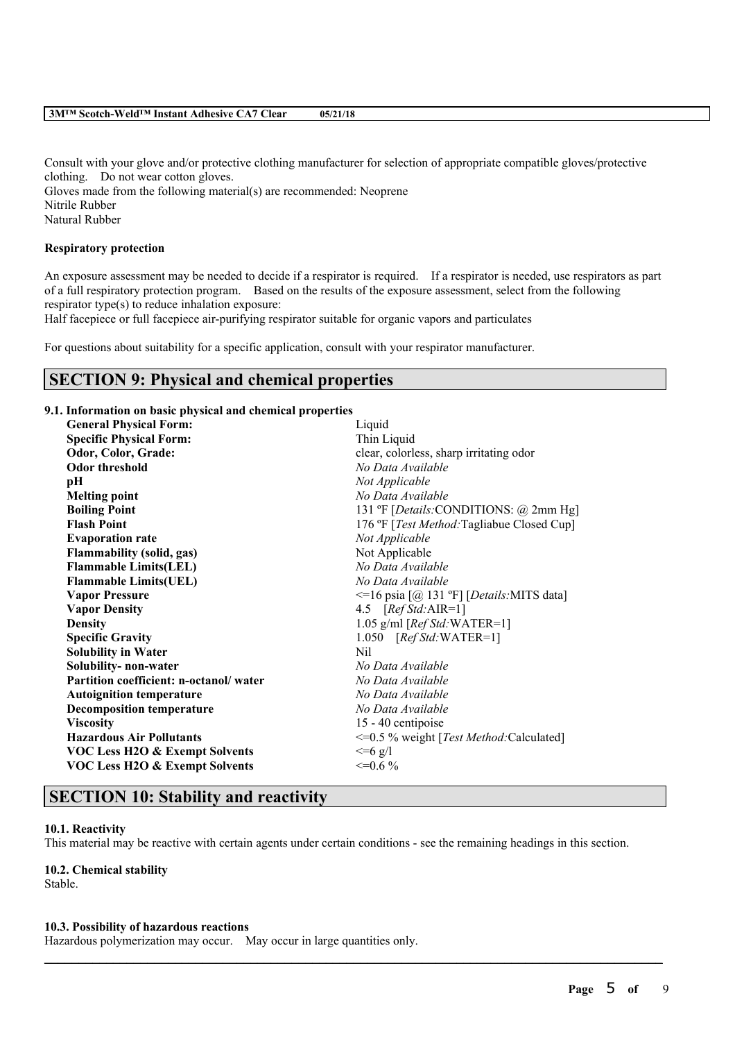Consult with your glove and/or protective clothing manufacturer for selection of appropriate compatible gloves/protective clothing. Do not wear cotton gloves.
Gloves made from the following material(s) are recommended: Neoprene
Nitrile Rubber
Natural Rubber

**Respiratory protection**

An exposure assessment may be needed to decide if a respirator is required. If a respirator is needed, use respirators as part of a full respiratory protection program. Based on the results of the exposure assessment, select from the following respirator type(s) to reduce inhalation exposure:
Half facepiece or full facepiece air-purifying respirator suitable for organic vapors and particulates

For questions about suitability for a specific application, consult with your respirator manufacturer.

## SECTION 9: Physical and chemical properties

**9.1. Information on basic physical and chemical properties**

| Property | Value |
|---|---|
| **General Physical Form:** | Liquid |
| **Specific Physical Form:** | Thin Liquid |
| **Odor, Color, Grade:** | clear, colorless, sharp irritating odor |
| **Odor threshold** | *No Data Available* |
| **pH** | *Not Applicable* |
| **Melting point** | *No Data Available* |
| **Boiling Point** | 131 ºF [*Details:*CONDITIONS: @ 2mm Hg] |
| **Flash Point** | 176 ºF [*Test Method:*Tagliabue Closed Cup] |
| **Evaporation rate** | *Not Applicable* |
| **Flammability (solid, gas)** | Not Applicable |
| **Flammable Limits(LEL)** | *No Data Available* |
| **Flammable Limits(UEL)** | *No Data Available* |
| **Vapor Pressure** | <=16 psia [@ 131 ºF] [*Details:*MITS data] |
| **Vapor Density** | 4.5 [*Ref Std:*AIR=1] |
| **Density** | 1.05 g/ml [*Ref Std:*WATER=1] |
| **Specific Gravity** | 1.050 [*Ref Std:*WATER=1] |
| **Solubility in Water** | Nil |
| **Solubility- non-water** | *No Data Available* |
| **Partition coefficient: n-octanol/ water** | *No Data Available* |
| **Autoignition temperature** | *No Data Available* |
| **Decomposition temperature** | *No Data Available* |
| **Viscosity** | 15 - 40 centipoise |
| **Hazardous Air Pollutants** | <=0.5 % weight [*Test Method:*Calculated] |
| **VOC Less H2O & Exempt Solvents** | <=6 g/l |
| **VOC Less H2O & Exempt Solvents** | <=0.6 % |

## SECTION 10: Stability and reactivity

**10.1. Reactivity**
This material may be reactive with certain agents under certain conditions - see the remaining headings in this section.

**10.2. Chemical stability**
Stable.

**10.3. Possibility of hazardous reactions**
Hazardous polymerization may occur. May occur in large quantities only.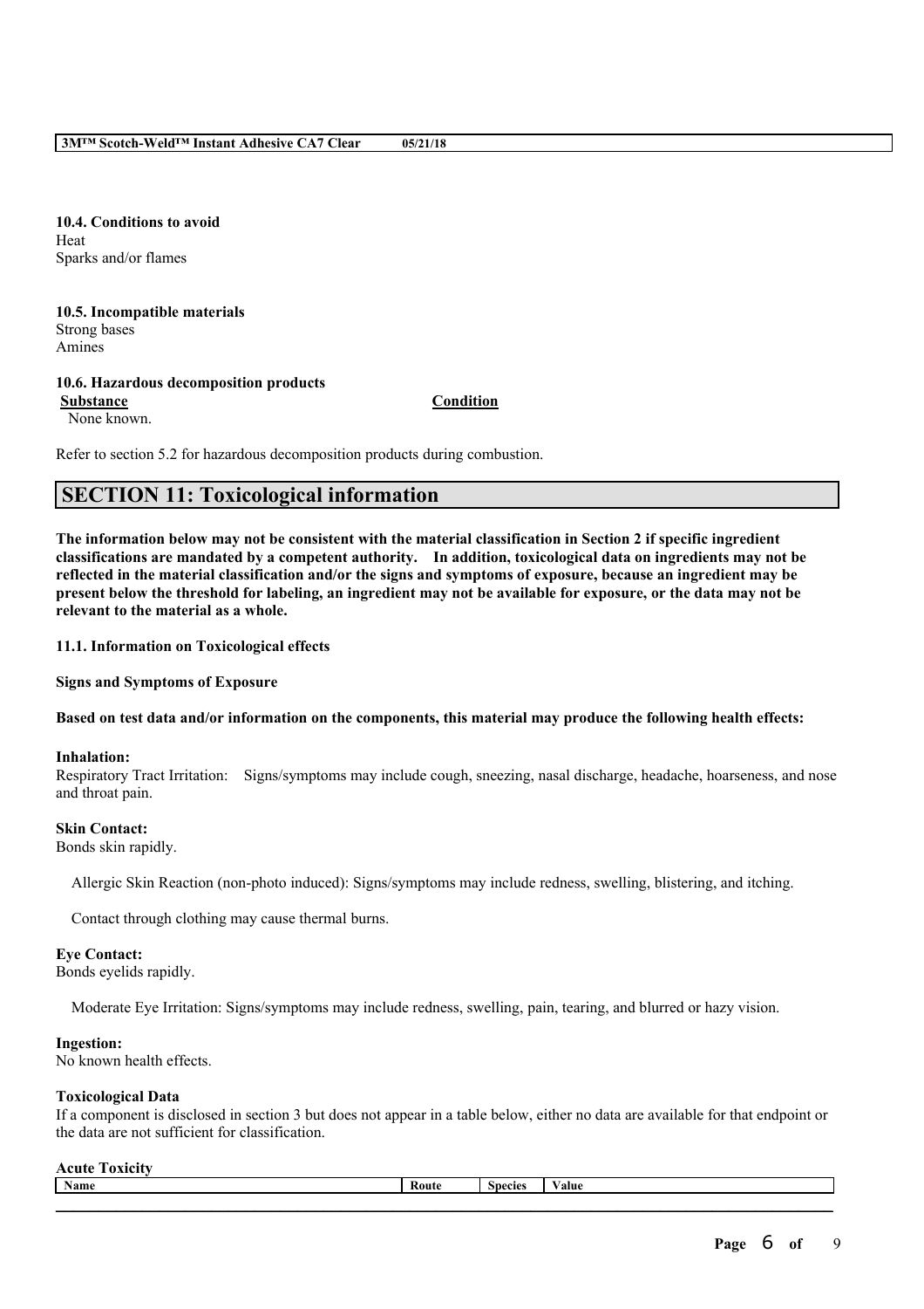**10.4. Conditions to avoid**
Heat
Sparks and/or flames

**10.5. Incompatible materials**
Strong bases
Amines

**10.6. Hazardous decomposition products**

| Substance | Condition |
| --- | --- |
| None known. | |

Refer to section 5.2 for hazardous decomposition products during combustion.

## SECTION 11: Toxicological information

**The information below may not be consistent with the material classification in Section 2 if specific ingredient classifications are mandated by a competent authority. In addition, toxicological data on ingredients may not be reflected in the material classification and/or the signs and symptoms of exposure, because an ingredient may be present below the threshold for labeling, an ingredient may not be available for exposure, or the data may not be relevant to the material as a whole.**

**11.1. Information on Toxicological effects**

**Signs and Symptoms of Exposure**

**Based on test data and/or information on the components, this material may produce the following health effects:**

**Inhalation:**
Respiratory Tract Irritation: Signs/symptoms may include cough, sneezing, nasal discharge, headache, hoarseness, and nose and throat pain.

**Skin Contact:**
Bonds skin rapidly.

Allergic Skin Reaction (non-photo induced): Signs/symptoms may include redness, swelling, blistering, and itching.

Contact through clothing may cause thermal burns.

**Eye Contact:**
Bonds eyelids rapidly.

Moderate Eye Irritation: Signs/symptoms may include redness, swelling, pain, tearing, and blurred or hazy vision.

**Ingestion:**
No known health effects.

**Toxicological Data**
If a component is disclosed in section 3 but does not appear in a table below, either no data are available for that endpoint or the data are not sufficient for classification.

**Acute Toxicity**

| Name | Route | Species | Value |
| --- | --- | --- | --- |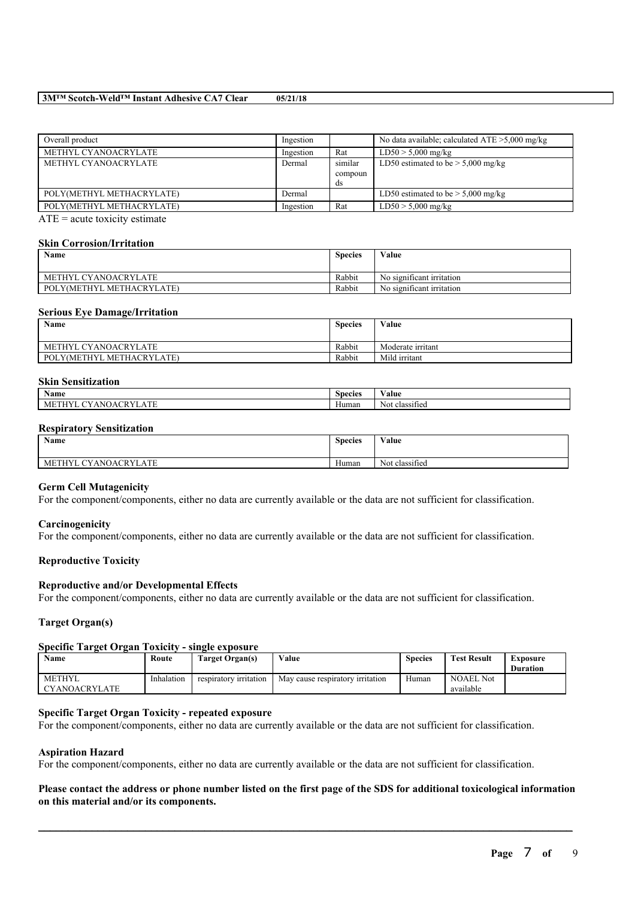| Overall product | Ingestion | | No data available; calculated ATE >5,000 mg/kg |
|---|---|---|---|
| METHYL CYANOACRYLATE | Ingestion | Rat | LD50 > 5,000 mg/kg |
| METHYL CYANOACRYLATE | Dermal | similar compounds | LD50 estimated to be > 5,000 mg/kg |
| POLY(METHYL METHACRYLATE) | Dermal | | LD50 estimated to be > 5,000 mg/kg |
| POLY(METHYL METHACRYLATE) | Ingestion | Rat | LD50 > 5,000 mg/kg |

ATE = acute toxicity estimate

**Skin Corrosion/Irritation**

| Name | Species | Value |
|---|---|---|
| METHYL CYANOACRYLATE | Rabbit | No significant irritation |
| POLY(METHYL METHACRYLATE) | Rabbit | No significant irritation |

**Serious Eye Damage/Irritation**

| Name | Species | Value |
|---|---|---|
| METHYL CYANOACRYLATE | Rabbit | Moderate irritant |
| POLY(METHYL METHACRYLATE) | Rabbit | Mild irritant |

**Skin Sensitization**

| Name | Species | Value |
|---|---|---|
| METHYL CYANOACRYLATE | Human | Not classified |

**Respiratory Sensitization**

| Name | Species | Value |
|---|---|---|
| METHYL CYANOACRYLATE | Human | Not classified |

**Germ Cell Mutagenicity**

For the component/components, either no data are currently available or the data are not sufficient for classification.

**Carcinogenicity**

For the component/components, either no data are currently available or the data are not sufficient for classification.

**Reproductive Toxicity**

**Reproductive and/or Developmental Effects**

For the component/components, either no data are currently available or the data are not sufficient for classification.

**Target Organ(s)**

**Specific Target Organ Toxicity - single exposure**

| Name | Route | Target Organ(s) | Value | Species | Test Result | Exposure Duration |
|---|---|---|---|---|---|---|
| METHYL CYANOACRYLATE | Inhalation | respiratory irritation | May cause respiratory irritation | Human | NOAEL Not available | |

**Specific Target Organ Toxicity - repeated exposure**

For the component/components, either no data are currently available or the data are not sufficient for classification.

**Aspiration Hazard**

For the component/components, either no data are currently available or the data are not sufficient for classification.

**Please contact the address or phone number listed on the first page of the SDS for additional toxicological information on this material and/or its components.**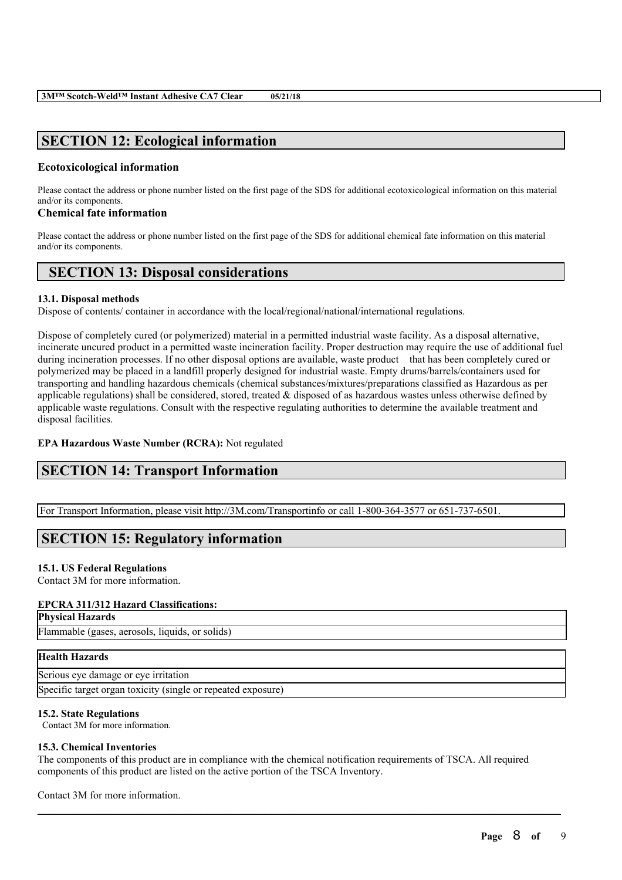## SECTION 12: Ecological information

### Ecotoxicological information

Please contact the address or phone number listed on the first page of the SDS for additional ecotoxicological information on this material and/or its components.

### Chemical fate information

Please contact the address or phone number listed on the first page of the SDS for additional chemical fate information on this material and/or its components.

## SECTION 13: Disposal considerations

**13.1. Disposal methods**

Dispose of contents/ container in accordance with the local/regional/national/international regulations.

Dispose of completely cured (or polymerized) material in a permitted industrial waste facility. As a disposal alternative, incinerate uncured product in a permitted waste incineration facility. Proper destruction may require the use of additional fuel during incineration processes. If no other disposal options are available, waste product that has been completely cured or polymerized may be placed in a landfill properly designed for industrial waste. Empty drums/barrels/containers used for transporting and handling hazardous chemicals (chemical substances/mixtures/preparations classified as Hazardous as per applicable regulations) shall be considered, stored, treated & disposed of as hazardous wastes unless otherwise defined by applicable waste regulations. Consult with the respective regulating authorities to determine the available treatment and disposal facilities.

**EPA Hazardous Waste Number (RCRA):** Not regulated

## SECTION 14: Transport Information

For Transport Information, please visit http://3M.com/Transportinfo or call 1-800-364-3577 or 651-737-6501.

## SECTION 15: Regulatory information

**15.1. US Federal Regulations**

Contact 3M for more information.

**EPCRA 311/312 Hazard Classifications:**

| Physical Hazards |
| --- |
| Flammable (gases, aerosols, liquids, or solids) |

| Health Hazards |
| --- |
| Serious eye damage or eye irritation |
| Specific target organ toxicity (single or repeated exposure) |

**15.2. State Regulations**

Contact 3M for more information.

**15.3. Chemical Inventories**

The components of this product are in compliance with the chemical notification requirements of TSCA. All required components of this product are listed on the active portion of the TSCA Inventory.

Contact 3M for more information.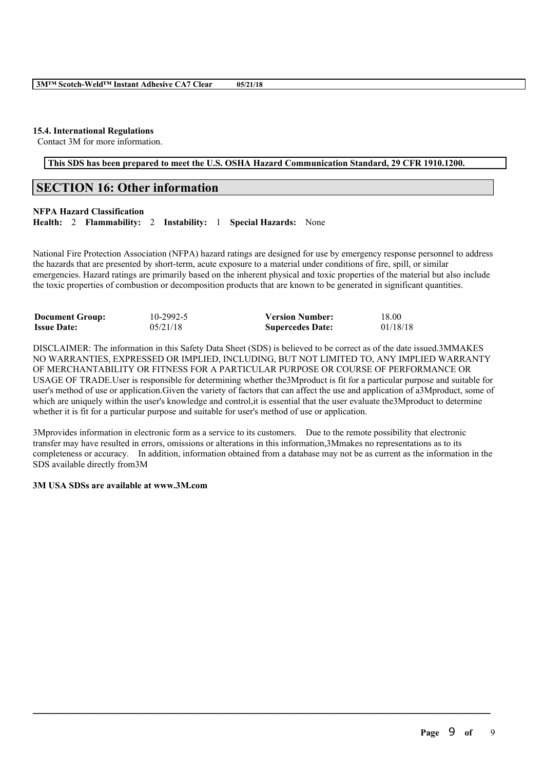### 15.4. International Regulations

Contact 3M for more information.

**This SDS has been prepared to meet the U.S. OSHA Hazard Communication Standard, 29 CFR 1910.1200.**

## SECTION 16: Other information

**NFPA Hazard Classification**

**Health:** 2 **Flammability:** 2 **Instability:** 1 **Special Hazards:** None

National Fire Protection Association (NFPA) hazard ratings are designed for use by emergency response personnel to address the hazards that are presented by short-term, acute exposure to a material under conditions of fire, spill, or similar emergencies. Hazard ratings are primarily based on the inherent physical and toxic properties of the material but also include the toxic properties of combustion or decomposition products that are known to be generated in significant quantities.

| | | | |
|---|---|---|---|
| **Document Group:** | 10-2992-5 | **Version Number:** | 18.00 |
| **Issue Date:** | 05/21/18 | **Supercedes Date:** | 01/18/18 |

DISCLAIMER: The information in this Safety Data Sheet (SDS) is believed to be correct as of the date issued.3MMAKES NO WARRANTIES, EXPRESSED OR IMPLIED, INCLUDING, BUT NOT LIMITED TO, ANY IMPLIED WARRANTY OF MERCHANTABILITY OR FITNESS FOR A PARTICULAR PURPOSE OR COURSE OF PERFORMANCE OR USAGE OF TRADE.User is responsible for determining whether the3Mproduct is fit for a particular purpose and suitable for user's method of use or application.Given the variety of factors that can affect the use and application of a3Mproduct, some of which are uniquely within the user's knowledge and control,it is essential that the user evaluate the3Mproduct to determine whether it is fit for a particular purpose and suitable for user's method of use or application.

3Mprovides information in electronic form as a service to its customers. Due to the remote possibility that electronic transfer may have resulted in errors, omissions or alterations in this information,3Mmakes no representations as to its completeness or accuracy. In addition, information obtained from a database may not be as current as the information in the SDS available directly from3M

**3M USA SDSs are available at www.3M.com**